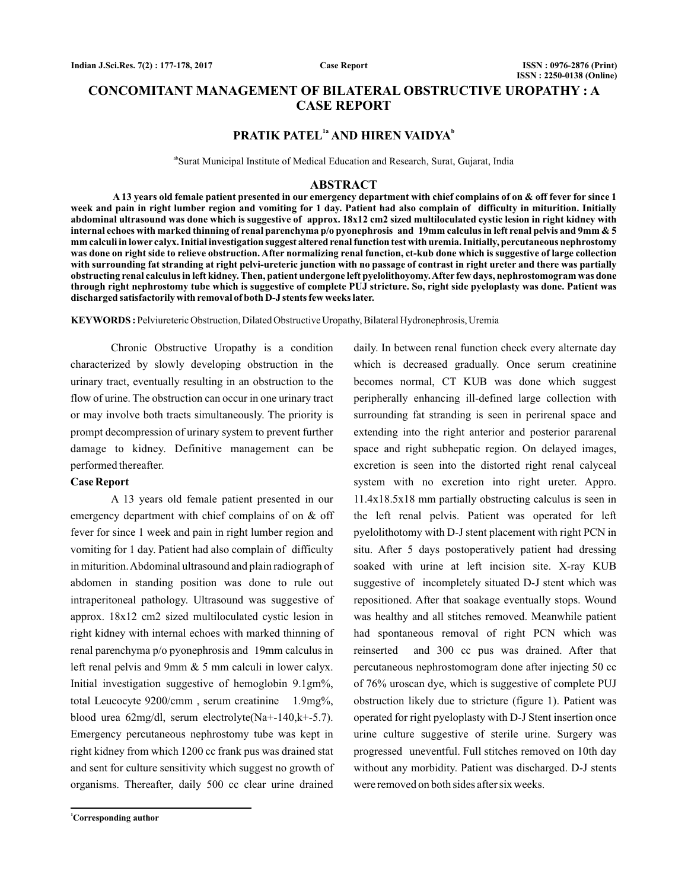# CONCOMITANT MANAGEMENT OF BILATERAL OBSTRUCTIVE UROPATHY : A CASE REPORT

**PRATIK PATEL[1a] AND HIREN VAIDYA[b]**

[ab]Surat Municipal Institute of Medical Education and Research, Surat, Gujarat, India

## ABSTRACT

**A 13 years old female patient presented in our emergency department with chief complains of on & off fever for since 1 week and pain in right lumber region and vomiting for 1 day. Patient had also complain of difficulty in miturition. Initially abdominal ultrasound was done which is suggestive of approx. 18x12 cm2 sized multiloculated cystic lesion in right kidney with internal echoes with marked thinning of renal parenchyma p/o pyonephrosis and 19mm calculus in left renal pelvis and 9mm & 5 mm calculi in lower calyx. Initial investigation suggest altered renal function test with uremia. Initially, percutaneous nephrostomy was done on right side to relieve obstruction. After normalizing renal function, ct-kub done which is suggestive of large collection with surrounding fat stranding at right pelvi-ureteric junction with no passage of contrast in right ureter and there was partially obstructing renal calculus in left kidney. Then, patient undergone left pyelolithoyomy. After few days, nephrostomogram was done through right nephrostomy tube which is suggestive of complete PUJ stricture. So, right side pyeloplasty was done. Patient was discharged satisfactorily with removal of both D-J stents few weeks later.**

**KEYWORDS :** Pelviureteric Obstruction, Dilated Obstructive Uropathy, Bilateral Hydronephrosis, Uremia

Chronic Obstructive Uropathy is a condition characterized by slowly developing obstruction in the urinary tract, eventually resulting in an obstruction to the flow of urine. The obstruction can occur in one urinary tract or may involve both tracts simultaneously. The priority is prompt decompression of urinary system to prevent further damage to kidney. Definitive management can be performed thereafter.

### Case Report

A 13 years old female patient presented in our emergency department with chief complains of on & off fever for since 1 week and pain in right lumber region and vomiting for 1 day. Patient had also complain of difficulty in miturition. Abdominal ultrasound and plain radiograph of abdomen in standing position was done to rule out intraperitoneal pathology. Ultrasound was suggestive of approx. 18x12 cm2 sized multiloculated cystic lesion in right kidney with internal echoes with marked thinning of renal parenchyma p/o pyonephrosis and 19mm calculus in left renal pelvis and 9mm & 5 mm calculi in lower calyx. Initial investigation suggestive of hemoglobin 9.1gm%, total Leucocyte 9200/cmm , serum creatinine 1.9mg%, blood urea 62mg/dl, serum electrolyte(Na+-140,k+-5.7). Emergency percutaneous nephrostomy tube was kept in right kidney from which 1200 cc frank pus was drained stat and sent for culture sensitivity which suggest no growth of organisms. Thereafter, daily 500 cc clear urine drained daily. In between renal function check every alternate day which is decreased gradually. Once serum creatinine becomes normal, CT KUB was done which suggest peripherally enhancing ill-defined large collection with surrounding fat stranding is seen in perirenal space and extending into the right anterior and posterior pararenal space and right subhepatic region. On delayed images, excretion is seen into the distorted right renal calyceal system with no excretion into right ureter. Appro. 11.4x18.5x18 mm partially obstructing calculus is seen in the left renal pelvis. Patient was operated for left pyelolithotomy with D-J stent placement with right PCN in situ. After 5 days postoperatively patient had dressing soaked with urine at left incision site. X-ray KUB suggestive of incompletely situated D-J stent which was repositioned. After that soakage eventually stops. Wound was healthy and all stitches removed. Meanwhile patient had spontaneous removal of right PCN which was reinserted and 300 cc pus was drained. After that percutaneous nephrostomogram done after injecting 50 cc of 76% uroscan dye, which is suggestive of complete PUJ obstruction likely due to stricture (figure 1). Patient was operated for right pyeloplasty with D-J Stent insertion once urine culture suggestive of sterile urine. Surgery was progressed uneventful. Full stitches removed on 10th day without any morbidity. Patient was discharged. D-J stents were removed on both sides after six weeks.

[1]Corresponding author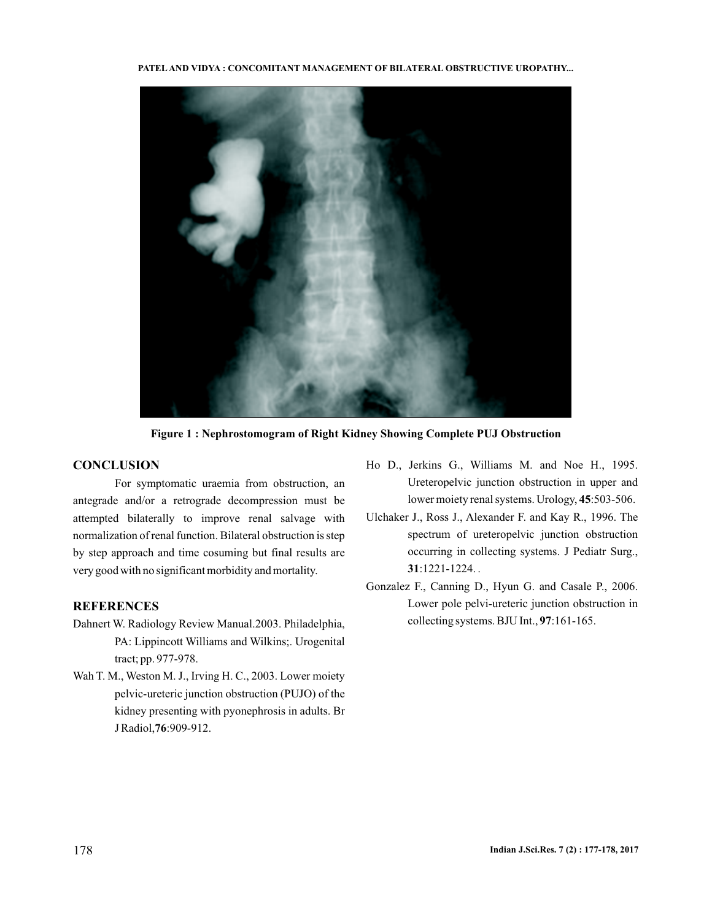Figure 1 : Nephrostomogram of Right Kidney Showing Complete PUJ Obstruction

## CONCLUSION

For symptomatic uraemia from obstruction, an antegrade and/or a retrograde decompression must be attempted bilaterally to improve renal salvage with normalization of renal function. Bilateral obstruction is step by step approach and time cosuming but final results are very good with no significant morbidity and mortality.

## REFERENCES

Dahnert W. Radiology Review Manual.2003. Philadelphia, PA: Lippincott Williams and Wilkins;. Urogenital tract; pp. 977-978.

Wah T. M., Weston M. J., Irving H. C., 2003. Lower moiety pelvic-ureteric junction obstruction (PUJO) of the kidney presenting with pyonephrosis in adults. Br J Radiol,**76**:909-912.

Ho D., Jerkins G., Williams M. and Noe H., 1995. Ureteropelvic junction obstruction in upper and lower moiety renal systems. Urology, **45**:503-506.

Ulchaker J., Ross J., Alexander F. and Kay R., 1996. The spectrum of ureteropelvic junction obstruction occurring in collecting systems. J Pediatr Surg., **31**:1221-1224. .

Gonzalez F., Canning D., Hyun G. and Casale P., 2006. Lower pole pelvi-ureteric junction obstruction in collecting systems. BJU Int., **97**:161-165.